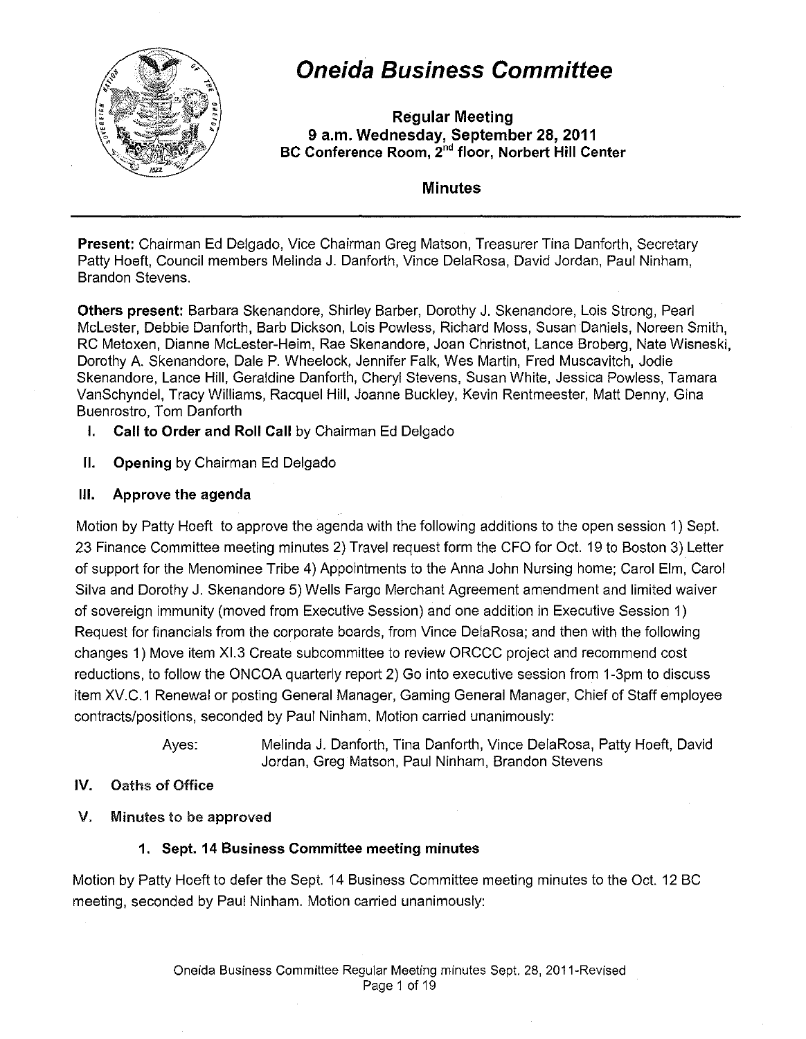# Oneida Business Committee

**Regular Meeting**
**9 a.m. Wednesday, September 28, 2011**
**BC Conference Room, 2nd floor, Norbert Hill Center**

## Minutes

---

**Present:** Chairman Ed Delgado, Vice Chairman Greg Matson, Treasurer Tina Danforth, Secretary Patty Hoeft, Council members Melinda J. Danforth, Vince DelaRosa, David Jordan, Paul Ninham, Brandon Stevens.

**Others present:** Barbara Skenandore, Shirley Barber, Dorothy J. Skenandore, Lois Strong, Pearl McLester, Debbie Danforth, Barb Dickson, Lois Powless, Richard Moss, Susan Daniels, Noreen Smith, RC Metoxen, Dianne McLester-Heim, Rae Skenandore, Joan Christnot, Lance Broberg, Nate Wisneski, Dorothy A. Skenandore, Dale P. Wheelock, Jennifer Falk, Wes Martin, Fred Muscavitch, Jodie Skenandore, Lance Hill, Geraldine Danforth, Cheryl Stevens, Susan White, Jessica Powless, Tamara VanSchyndel, Tracy Williams, Racquel Hill, Joanne Buckley, Kevin Rentmeester, Matt Denny, Gina Buenrostro, Tom Danforth

I. **Call to Order and Roll Call** by Chairman Ed Delgado

II. **Opening** by Chairman Ed Delgado

### III. Approve the agenda

Motion by Patty Hoeft to approve the agenda with the following additions to the open session 1) Sept. 23 Finance Committee meeting minutes 2) Travel request form the CFO for Oct. 19 to Boston 3) Letter of support for the Menominee Tribe 4) Appointments to the Anna John Nursing home; Carol Elm, Carol Silva and Dorothy J. Skenandore 5) Wells Fargo Merchant Agreement amendment and limited waiver of sovereign immunity (moved from Executive Session) and one addition in Executive Session 1) Request for financials from the corporate boards, from Vince DelaRosa; and then with the following changes 1) Move item XI.3 Create subcommittee to review ORCCC project and recommend cost reductions, to follow the ONCOA quarterly report 2) Go into executive session from 1-3pm to discuss item XV.C.1 Renewal or posting General Manager, Gaming General Manager, Chief of Staff employee contracts/positions, seconded by Paul Ninham. Motion carried unanimously:

> Ayes: Melinda J. Danforth, Tina Danforth, Vince DelaRosa, Patty Hoeft, David Jordan, Greg Matson, Paul Ninham, Brandon Stevens

### IV. Oaths of Office

### V. Minutes to be approved

#### 1. Sept. 14 Business Committee meeting minutes

Motion by Patty Hoeft to defer the Sept. 14 Business Committee meeting minutes to the Oct. 12 BC meeting, seconded by Paul Ninham. Motion carried unanimously: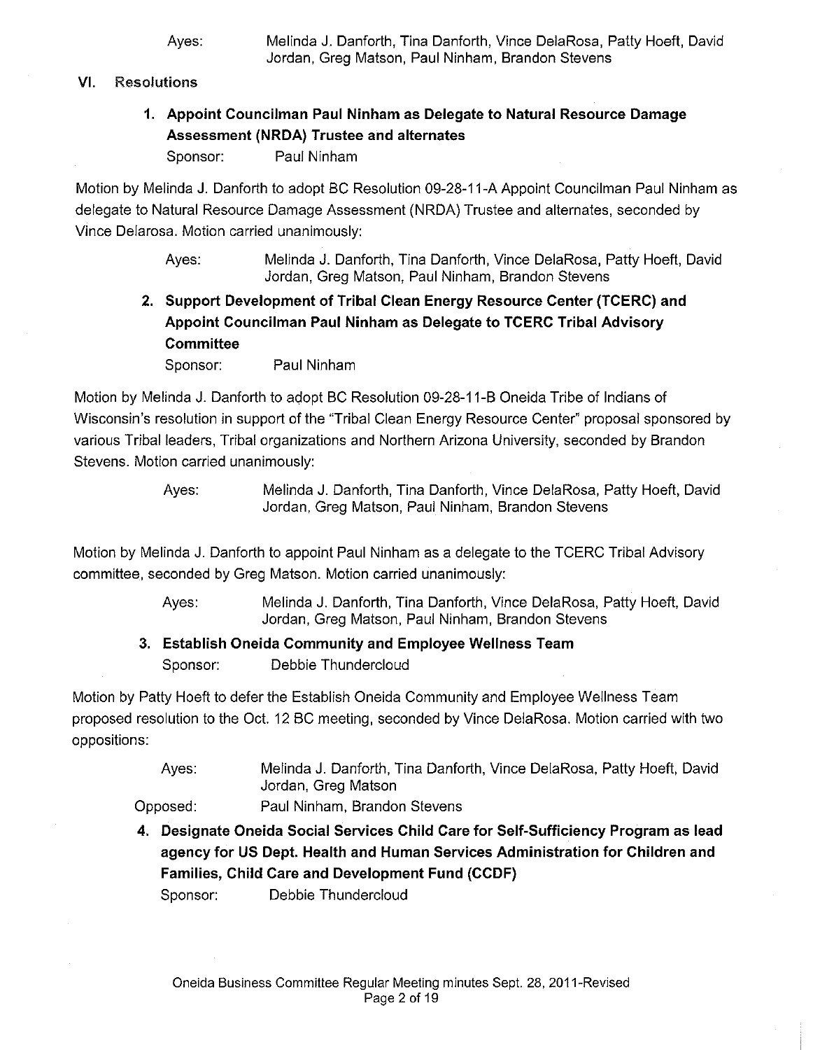Ayes: Melinda J. Danforth, Tina Danforth, Vince DelaRosa, Patty Hoeft, David Jordan, Greg Matson, Paul Ninham, Brandon Stevens

## VI. Resolutions

### 1. Appoint Councilman Paul Ninham as Delegate to Natural Resource Damage Assessment (NRDA) Trustee and alternates

Sponsor: Paul Ninham

Motion by Melinda J. Danforth to adopt BC Resolution 09-28-11-A Appoint Councilman Paul Ninham as delegate to Natural Resource Damage Assessment (NRDA) Trustee and alternates, seconded by Vince Delarosa. Motion carried unanimously:

Ayes: Melinda J. Danforth, Tina Danforth, Vince DelaRosa, Patty Hoeft, David Jordan, Greg Matson, Paul Ninham, Brandon Stevens

### 2. Support Development of Tribal Clean Energy Resource Center (TCERC) and Appoint Councilman Paul Ninham as Delegate to TCERC Tribal Advisory Committee

Sponsor: Paul Ninham

Motion by Melinda J. Danforth to adopt BC Resolution 09-28-11-B Oneida Tribe of Indians of Wisconsin's resolution in support of the "Tribal Clean Energy Resource Center" proposal sponsored by various Tribal leaders, Tribal organizations and Northern Arizona University, seconded by Brandon Stevens. Motion carried unanimously:

Ayes: Melinda J. Danforth, Tina Danforth, Vince DelaRosa, Patty Hoeft, David Jordan, Greg Matson, Paul Ninham, Brandon Stevens

Motion by Melinda J. Danforth to appoint Paul Ninham as a delegate to the TCERC Tribal Advisory committee, seconded by Greg Matson. Motion carried unanimously:

Ayes: Melinda J. Danforth, Tina Danforth, Vince DelaRosa, Patty Hoeft, David Jordan, Greg Matson, Paul Ninham, Brandon Stevens

### 3. Establish Oneida Community and Employee Wellness Team

Sponsor: Debbie Thundercloud

Motion by Patty Hoeft to defer the Establish Oneida Community and Employee Wellness Team proposed resolution to the Oct. 12 BC meeting, seconded by Vince DelaRosa. Motion carried with two oppositions:

Ayes: Melinda J. Danforth, Tina Danforth, Vince DelaRosa, Patty Hoeft, David Jordan, Greg Matson

Opposed: Paul Ninham, Brandon Stevens

### 4. Designate Oneida Social Services Child Care for Self-Sufficiency Program as lead agency for US Dept. Health and Human Services Administration for Children and Families, Child Care and Development Fund (CCDF)

Sponsor: Debbie Thundercloud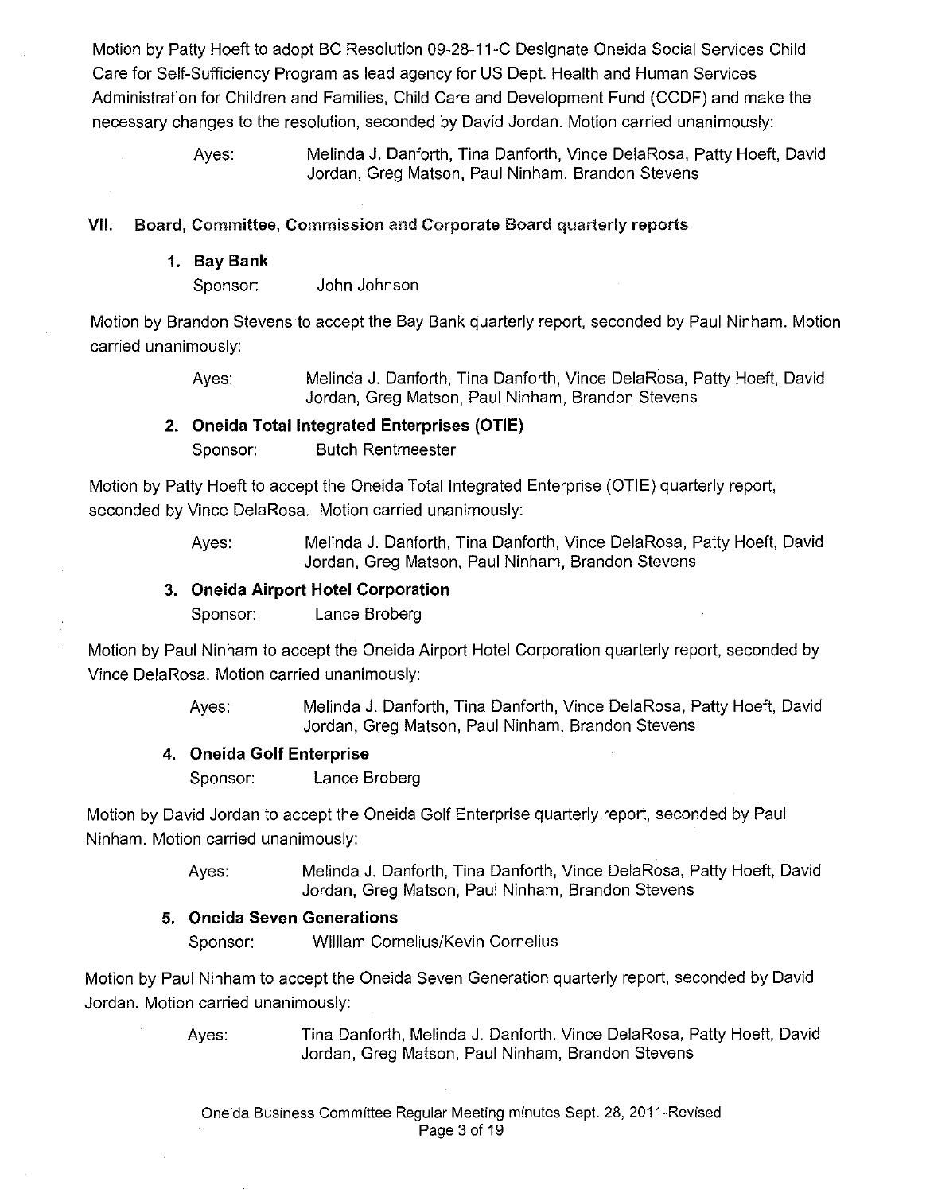Motion by Patty Hoeft to adopt BC Resolution 09-28-11-C Designate Oneida Social Services Child Care for Self-Sufficiency Program as lead agency for US Dept. Health and Human Services Administration for Children and Families, Child Care and Development Fund (CCDF) and make the necessary changes to the resolution, seconded by David Jordan. Motion carried unanimously:

> Ayes: Melinda J. Danforth, Tina Danforth, Vince DelaRosa, Patty Hoeft, David Jordan, Greg Matson, Paul Ninham, Brandon Stevens

## VII. Board, Committee, Commission and Corporate Board quarterly reports

### 1. Bay Bank

Sponsor: John Johnson

Motion by Brandon Stevens to accept the Bay Bank quarterly report, seconded by Paul Ninham. Motion carried unanimously:

> Ayes: Melinda J. Danforth, Tina Danforth, Vince DelaRosa, Patty Hoeft, David Jordan, Greg Matson, Paul Ninham, Brandon Stevens

### 2. Oneida Total Integrated Enterprises (OTIE)

Sponsor: Butch Rentmeester

Motion by Patty Hoeft to accept the Oneida Total Integrated Enterprise (OTIE) quarterly report, seconded by Vince DelaRosa. Motion carried unanimously:

> Ayes: Melinda J. Danforth, Tina Danforth, Vince DelaRosa, Patty Hoeft, David Jordan, Greg Matson, Paul Ninham, Brandon Stevens

### 3. Oneida Airport Hotel Corporation

Sponsor: Lance Broberg

Motion by Paul Ninham to accept the Oneida Airport Hotel Corporation quarterly report, seconded by Vince DelaRosa. Motion carried unanimously:

> Ayes: Melinda J. Danforth, Tina Danforth, Vince DelaRosa, Patty Hoeft, David Jordan, Greg Matson, Paul Ninham, Brandon Stevens

### 4. Oneida Golf Enterprise

Sponsor: Lance Broberg

Motion by David Jordan to accept the Oneida Golf Enterprise quarterly report, seconded by Paul Ninham. Motion carried unanimously:

> Ayes: Melinda J. Danforth, Tina Danforth, Vince DelaRosa, Patty Hoeft, David Jordan, Greg Matson, Paul Ninham, Brandon Stevens

### 5. Oneida Seven Generations

Sponsor: William Cornelius/Kevin Cornelius

Motion by Paul Ninham to accept the Oneida Seven Generation quarterly report, seconded by David Jordan. Motion carried unanimously:

> Ayes: Tina Danforth, Melinda J. Danforth, Vince DelaRosa, Patty Hoeft, David Jordan, Greg Matson, Paul Ninham, Brandon Stevens

Oneida Business Committee Regular Meeting minutes Sept. 28, 2011-Revised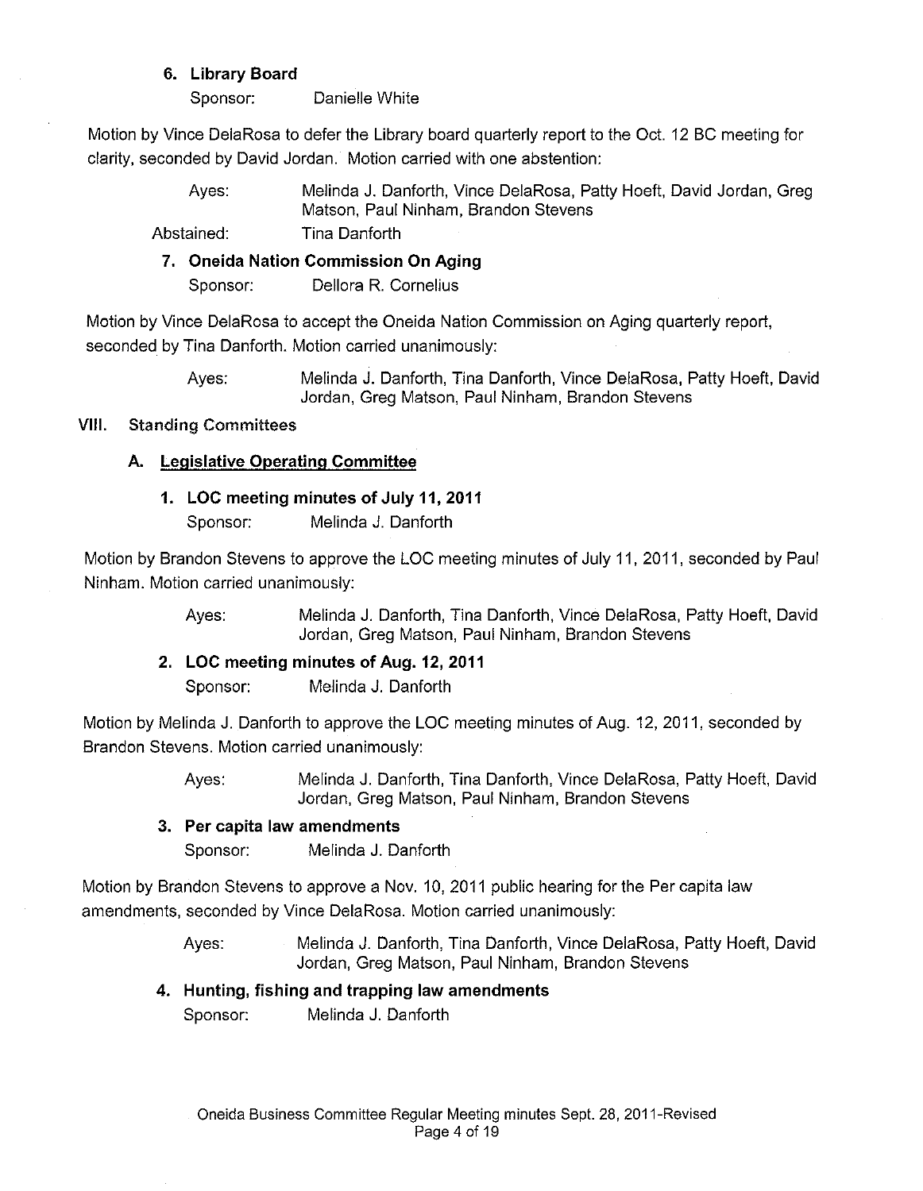**6. Library Board**

Sponsor: Danielle White

Motion by Vince DelaRosa to defer the Library board quarterly report to the Oct. 12 BC meeting for clarity, seconded by David Jordan. Motion carried with one abstention:

Ayes: Melinda J. Danforth, Vince DelaRosa, Patty Hoeft, David Jordan, Greg Matson, Paul Ninham, Brandon Stevens

Abstained: Tina Danforth

**7. Oneida Nation Commission On Aging**

Sponsor: Dellora R. Cornelius

Motion by Vince DelaRosa to accept the Oneida Nation Commission on Aging quarterly report, seconded by Tina Danforth. Motion carried unanimously:

Ayes: Melinda J. Danforth, Tina Danforth, Vince DelaRosa, Patty Hoeft, David Jordan, Greg Matson, Paul Ninham, Brandon Stevens

## VIII. Standing Committees

### A. Legislative Operating Committee

**1. LOC meeting minutes of July 11, 2011**

Sponsor: Melinda J. Danforth

Motion by Brandon Stevens to approve the LOC meeting minutes of July 11, 2011, seconded by Paul Ninham. Motion carried unanimously:

Ayes: Melinda J. Danforth, Tina Danforth, Vince DelaRosa, Patty Hoeft, David Jordan, Greg Matson, Paul Ninham, Brandon Stevens

**2. LOC meeting minutes of Aug. 12, 2011**

Sponsor: Melinda J. Danforth

Motion by Melinda J. Danforth to approve the LOC meeting minutes of Aug. 12, 2011, seconded by Brandon Stevens. Motion carried unanimously:

Ayes: Melinda J. Danforth, Tina Danforth, Vince DelaRosa, Patty Hoeft, David Jordan, Greg Matson, Paul Ninham, Brandon Stevens

**3. Per capita law amendments**

Sponsor: Melinda J. Danforth

Motion by Brandon Stevens to approve a Nov. 10, 2011 public hearing for the Per capita law amendments, seconded by Vince DelaRosa. Motion carried unanimously:

Ayes: Melinda J. Danforth, Tina Danforth, Vince DelaRosa, Patty Hoeft, David Jordan, Greg Matson, Paul Ninham, Brandon Stevens

**4. Hunting, fishing and trapping law amendments**

Sponsor: Melinda J. Danforth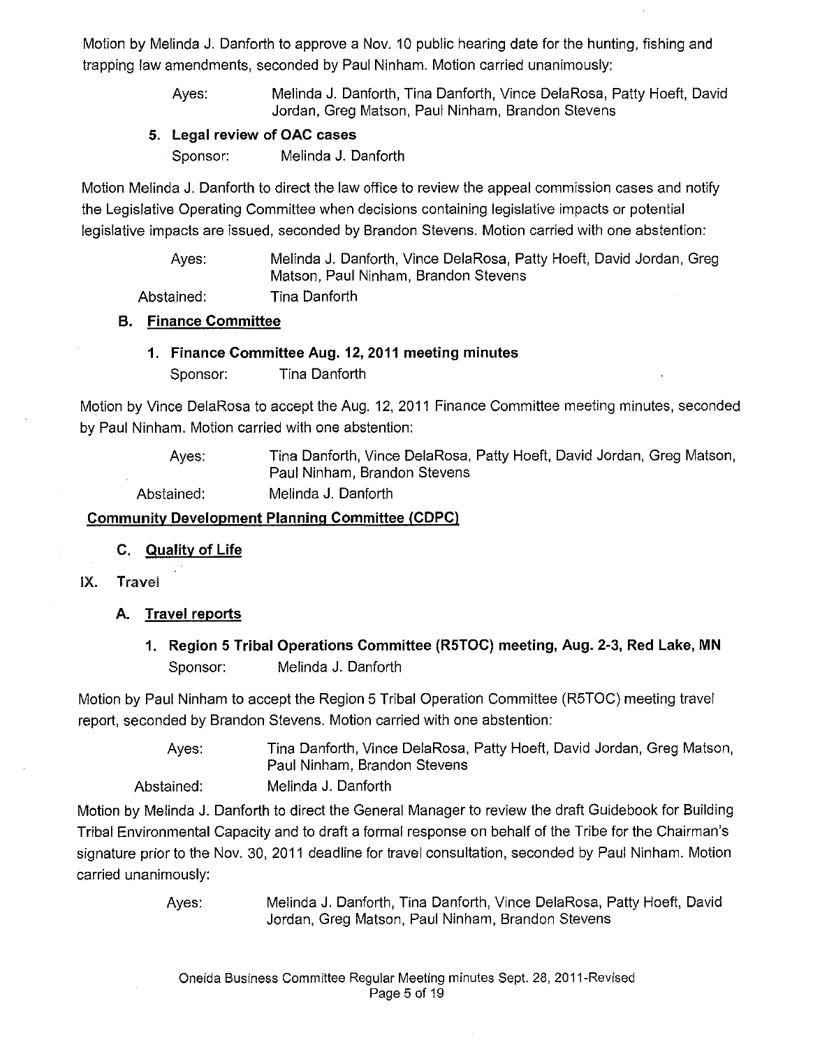Motion by Melinda J. Danforth to approve a Nov. 10 public hearing date for the hunting, fishing and trapping law amendments, seconded by Paul Ninham. Motion carried unanimously:

> Ayes: Melinda J. Danforth, Tina Danforth, Vince DelaRosa, Patty Hoeft, David Jordan, Greg Matson, Paul Ninham, Brandon Stevens

**5. Legal review of OAC cases**

Sponsor: Melinda J. Danforth

Motion Melinda J. Danforth to direct the law office to review the appeal commission cases and notify the Legislative Operating Committee when decisions containing legislative impacts or potential legislative impacts are issued, seconded by Brandon Stevens. Motion carried with one abstention:

> Ayes: Melinda J. Danforth, Vince DelaRosa, Patty Hoeft, David Jordan, Greg Matson, Paul Ninham, Brandon Stevens
>
> Abstained: Tina Danforth

### B. Finance Committee

**1. Finance Committee Aug. 12, 2011 meeting minutes**

Sponsor: Tina Danforth

Motion by Vince DelaRosa to accept the Aug. 12, 2011 Finance Committee meeting minutes, seconded by Paul Ninham. Motion carried with one abstention:

> Ayes: Tina Danforth, Vince DelaRosa, Patty Hoeft, David Jordan, Greg Matson, Paul Ninham, Brandon Stevens
>
> Abstained: Melinda J. Danforth

### Community Development Planning Committee (CDPC)

### C. Quality of Life

## IX. Travel

### A. Travel reports

**1. Region 5 Tribal Operations Committee (R5TOC) meeting, Aug. 2-3, Red Lake, MN**

Sponsor: Melinda J. Danforth

Motion by Paul Ninham to accept the Region 5 Tribal Operation Committee (R5TOC) meeting travel report, seconded by Brandon Stevens. Motion carried with one abstention:

> Ayes: Tina Danforth, Vince DelaRosa, Patty Hoeft, David Jordan, Greg Matson, Paul Ninham, Brandon Stevens
>
> Abstained: Melinda J. Danforth

Motion by Melinda J. Danforth to direct the General Manager to review the draft Guidebook for Building Tribal Environmental Capacity and to draft a formal response on behalf of the Tribe for the Chairman's signature prior to the Nov. 30, 2011 deadline for travel consultation, seconded by Paul Ninham. Motion carried unanimously:

> Ayes: Melinda J. Danforth, Tina Danforth, Vince DelaRosa, Patty Hoeft, David Jordan, Greg Matson, Paul Ninham, Brandon Stevens

Oneida Business Committee Regular Meeting minutes Sept. 28, 2011-Revised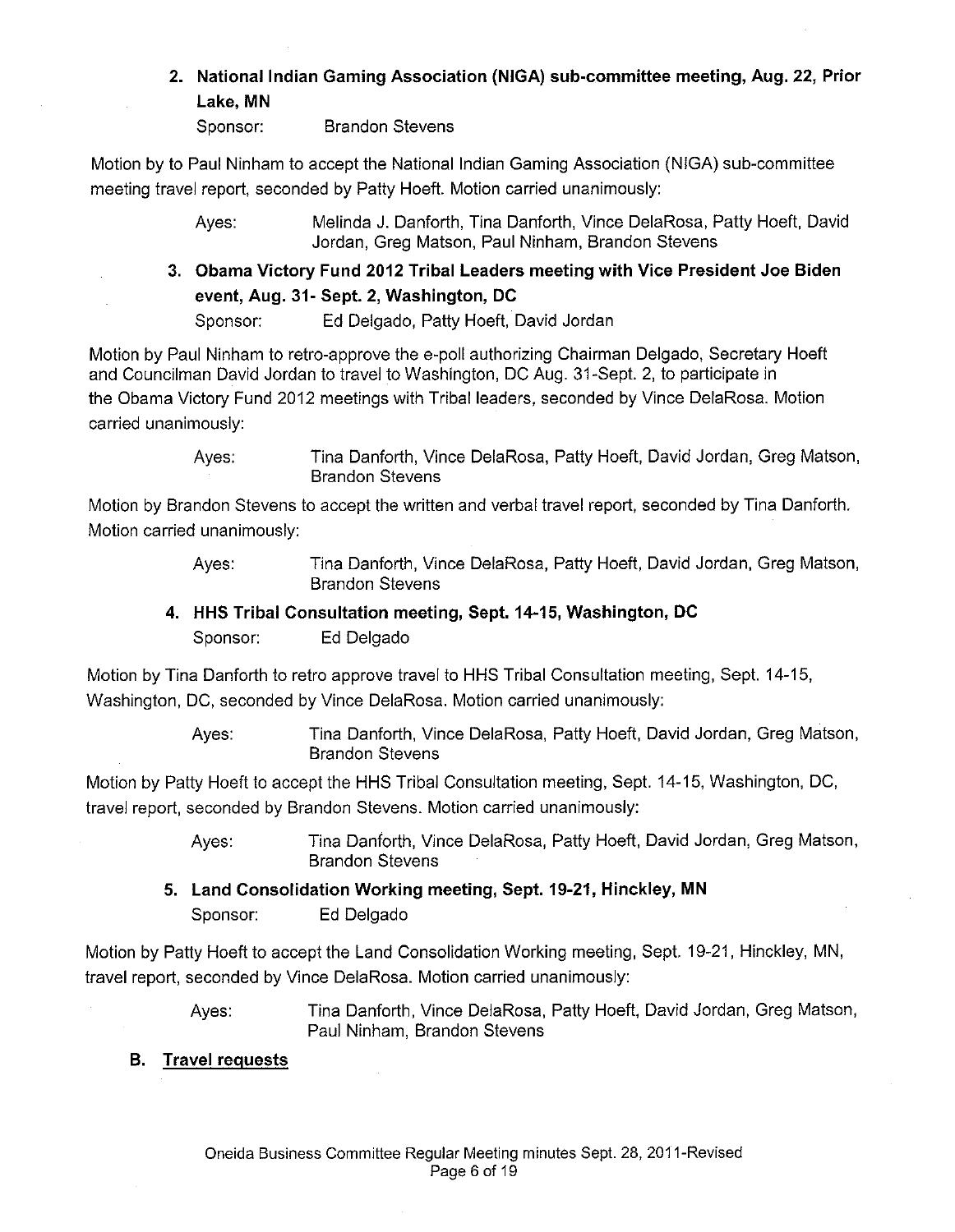2. **National Indian Gaming Association (NIGA) sub-committee meeting, Aug. 22, Prior Lake, MN**

   Sponsor: Brandon Stevens

Motion by to Paul Ninham to accept the National Indian Gaming Association (NIGA) sub-committee meeting travel report, seconded by Patty Hoeft. Motion carried unanimously:

> Ayes: Melinda J. Danforth, Tina Danforth, Vince DelaRosa, Patty Hoeft, David Jordan, Greg Matson, Paul Ninham, Brandon Stevens

3. **Obama Victory Fund 2012 Tribal Leaders meeting with Vice President Joe Biden event, Aug. 31- Sept. 2, Washington, DC**

   Sponsor: Ed Delgado, Patty Hoeft, David Jordan

Motion by Paul Ninham to retro-approve the e-poll authorizing Chairman Delgado, Secretary Hoeft and Councilman David Jordan to travel to Washington, DC Aug. 31-Sept. 2, to participate in the Obama Victory Fund 2012 meetings with Tribal leaders, seconded by Vince DelaRosa. Motion carried unanimously:

> Ayes: Tina Danforth, Vince DelaRosa, Patty Hoeft, David Jordan, Greg Matson, Brandon Stevens

Motion by Brandon Stevens to accept the written and verbal travel report, seconded by Tina Danforth. Motion carried unanimously:

> Ayes: Tina Danforth, Vince DelaRosa, Patty Hoeft, David Jordan, Greg Matson, Brandon Stevens

4. **HHS Tribal Consultation meeting, Sept. 14-15, Washington, DC**

   Sponsor: Ed Delgado

Motion by Tina Danforth to retro approve travel to HHS Tribal Consultation meeting, Sept. 14-15, Washington, DC, seconded by Vince DelaRosa. Motion carried unanimously:

> Ayes: Tina Danforth, Vince DelaRosa, Patty Hoeft, David Jordan, Greg Matson, Brandon Stevens

Motion by Patty Hoeft to accept the HHS Tribal Consultation meeting, Sept. 14-15, Washington, DC, travel report, seconded by Brandon Stevens. Motion carried unanimously:

> Ayes: Tina Danforth, Vince DelaRosa, Patty Hoeft, David Jordan, Greg Matson, Brandon Stevens

5. **Land Consolidation Working meeting, Sept. 19-21, Hinckley, MN**

   Sponsor: Ed Delgado

Motion by Patty Hoeft to accept the Land Consolidation Working meeting, Sept. 19-21, Hinckley, MN, travel report, seconded by Vince DelaRosa. Motion carried unanimously:

> Ayes: Tina Danforth, Vince DelaRosa, Patty Hoeft, David Jordan, Greg Matson, Paul Ninham, Brandon Stevens

**B. Travel requests**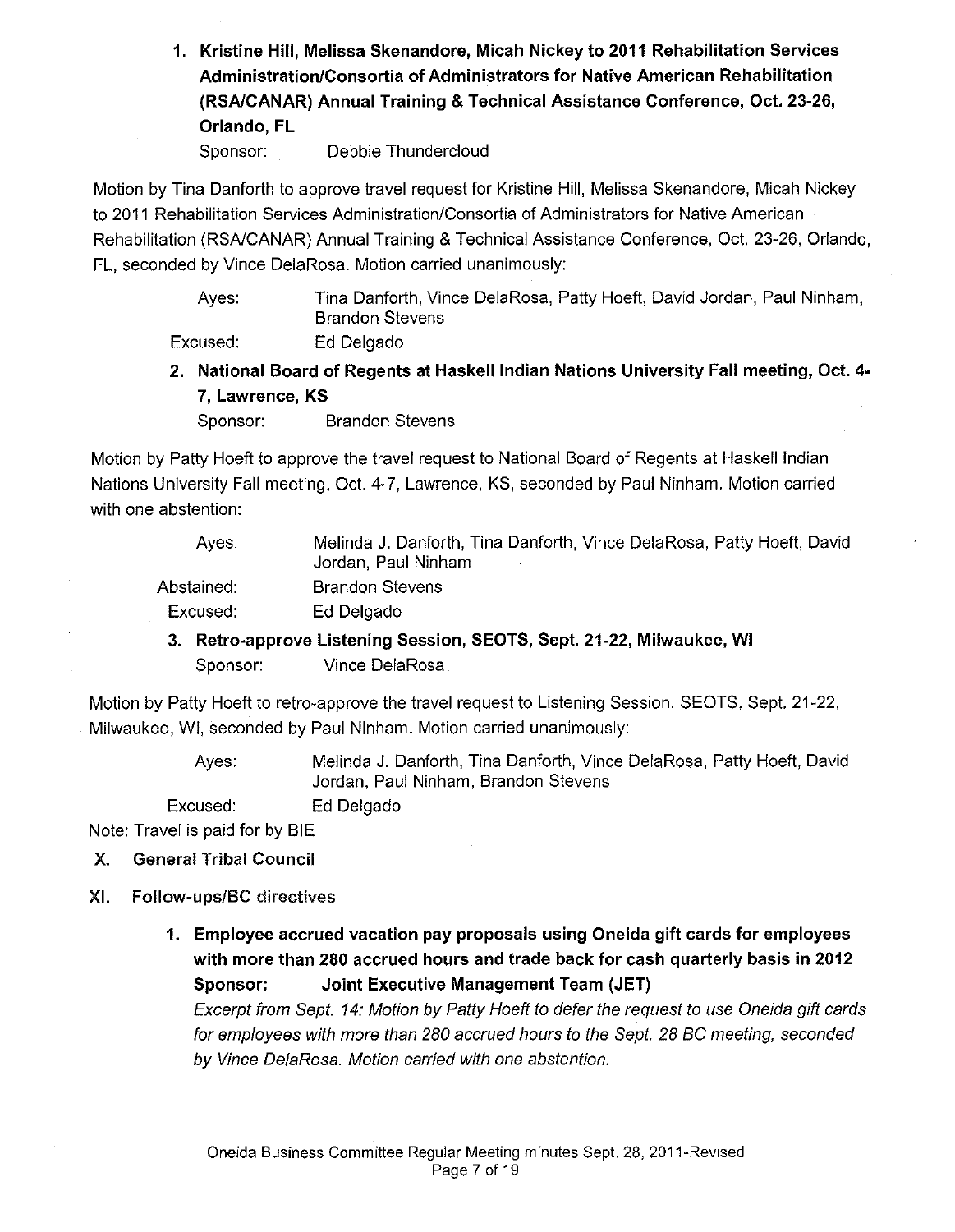1. **Kristine Hill, Melissa Skenandore, Micah Nickey to 2011 Rehabilitation Services Administration/Consortia of Administrators for Native American Rehabilitation (RSA/CANAR) Annual Training & Technical Assistance Conference, Oct. 23-26, Orlando, FL**

   Sponsor: Debbie Thundercloud

Motion by Tina Danforth to approve travel request for Kristine Hill, Melissa Skenandore, Micah Nickey to 2011 Rehabilitation Services Administration/Consortia of Administrators for Native American Rehabilitation (RSA/CANAR) Annual Training & Technical Assistance Conference, Oct. 23-26, Orlando, FL, seconded by Vince DelaRosa. Motion carried unanimously:

Ayes: Tina Danforth, Vince DelaRosa, Patty Hoeft, David Jordan, Paul Ninham, Brandon Stevens

Excused: Ed Delgado

2. **National Board of Regents at Haskell Indian Nations University Fall meeting, Oct. 4-7, Lawrence, KS**

   Sponsor: Brandon Stevens

Motion by Patty Hoeft to approve the travel request to National Board of Regents at Haskell Indian Nations University Fall meeting, Oct. 4-7, Lawrence, KS, seconded by Paul Ninham. Motion carried with one abstention:

Ayes: Melinda J. Danforth, Tina Danforth, Vince DelaRosa, Patty Hoeft, David Jordan, Paul Ninham

Abstained: Brandon Stevens

Excused: Ed Delgado

3. **Retro-approve Listening Session, SEOTS, Sept. 21-22, Milwaukee, WI**

   Sponsor: Vince DelaRosa

Motion by Patty Hoeft to retro-approve the travel request to Listening Session, SEOTS, Sept. 21-22, Milwaukee, WI, seconded by Paul Ninham. Motion carried unanimously:

Ayes: Melinda J. Danforth, Tina Danforth, Vince DelaRosa, Patty Hoeft, David Jordan, Paul Ninham, Brandon Stevens

Excused: Ed Delgado

Note: Travel is paid for by BIE

## X. General Tribal Council

## XI. Follow-ups/BC directives

1. **Employee accrued vacation pay proposals using Oneida gift cards for employees with more than 280 accrued hours and trade back for cash quarterly basis in 2012**

   **Sponsor: Joint Executive Management Team (JET)**

   *Excerpt from Sept. 14: Motion by Patty Hoeft to defer the request to use Oneida gift cards for employees with more than 280 accrued hours to the Sept. 28 BC meeting, seconded by Vince DelaRosa. Motion carried with one abstention.*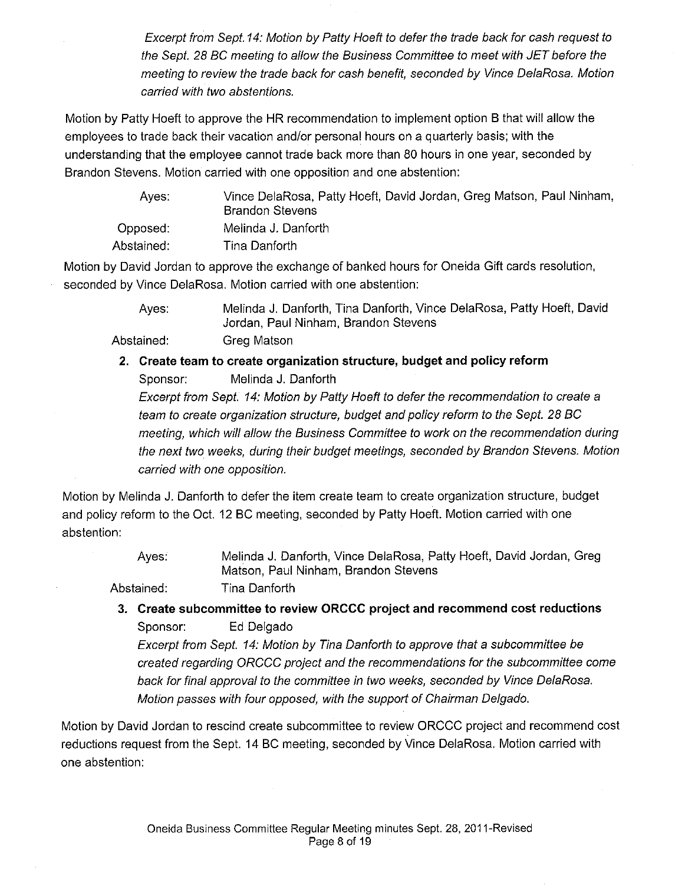*Excerpt from Sept. 14: Motion by Patty Hoeft to defer the trade back for cash request to the Sept. 28 BC meeting to allow the Business Committee to meet with JET before the meeting to review the trade back for cash benefit, seconded by Vince DelaRosa. Motion carried with two abstentions.*

Motion by Patty Hoeft to approve the HR recommendation to implement option B that will allow the employees to trade back their vacation and/or personal hours on a quarterly basis; with the understanding that the employee cannot trade back more than 80 hours in one year, seconded by Brandon Stevens. Motion carried with one opposition and one abstention:

| | |
|---|---|
| Ayes: | Vince DelaRosa, Patty Hoeft, David Jordan, Greg Matson, Paul Ninham, Brandon Stevens |
| Opposed: | Melinda J. Danforth |
| Abstained: | Tina Danforth |

Motion by David Jordan to approve the exchange of banked hours for Oneida Gift cards resolution, seconded by Vince DelaRosa. Motion carried with one abstention:

| | |
|---|---|
| Ayes: | Melinda J. Danforth, Tina Danforth, Vince DelaRosa, Patty Hoeft, David Jordan, Paul Ninham, Brandon Stevens |
| Abstained: | Greg Matson |

**2. Create team to create organization structure, budget and policy reform**

Sponsor: Melinda J. Danforth

*Excerpt from Sept. 14: Motion by Patty Hoeft to defer the recommendation to create a team to create organization structure, budget and policy reform to the Sept. 28 BC meeting, which will allow the Business Committee to work on the recommendation during the next two weeks, during their budget meetings, seconded by Brandon Stevens. Motion carried with one opposition.*

Motion by Melinda J. Danforth to defer the item create team to create organization structure, budget and policy reform to the Oct. 12 BC meeting, seconded by Patty Hoeft. Motion carried with one abstention:

| | |
|---|---|
| Ayes: | Melinda J. Danforth, Vince DelaRosa, Patty Hoeft, David Jordan, Greg Matson, Paul Ninham, Brandon Stevens |
| Abstained: | Tina Danforth |

**3. Create subcommittee to review ORCCC project and recommend cost reductions**

Sponsor: Ed Delgado

*Excerpt from Sept. 14: Motion by Tina Danforth to approve that a subcommittee be created regarding ORCCC project and the recommendations for the subcommittee come back for final approval to the committee in two weeks, seconded by Vince DelaRosa. Motion passes with four opposed, with the support of Chairman Delgado.*

Motion by David Jordan to rescind create subcommittee to review ORCCC project and recommend cost reductions request from the Sept. 14 BC meeting, seconded by Vince DelaRosa. Motion carried with one abstention: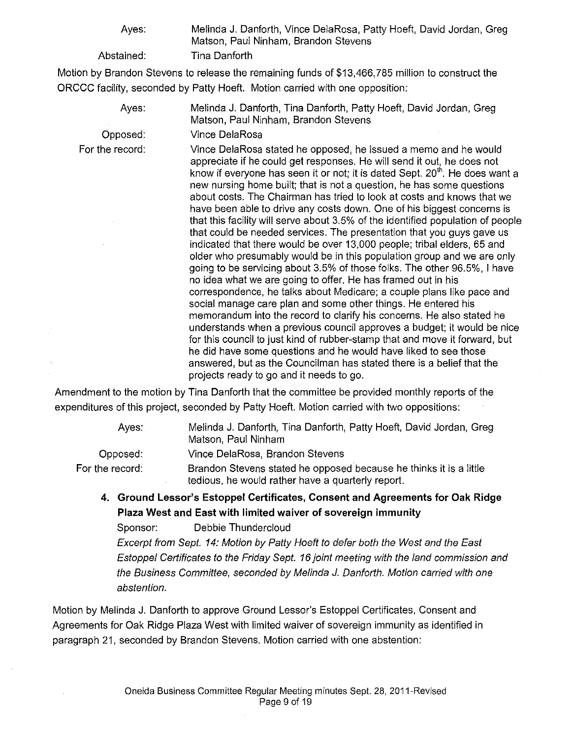Ayes: Melinda J. Danforth, Vince DelaRosa, Patty Hoeft, David Jordan, Greg Matson, Paul Ninham, Brandon Stevens

Abstained: Tina Danforth

Motion by Brandon Stevens to release the remaining funds of $13,466,785 million to construct the ORCCC facility, seconded by Patty Hoeft. Motion carried with one opposition:

Ayes: Melinda J. Danforth, Tina Danforth, Patty Hoeft, David Jordan, Greg Matson, Paul Ninham, Brandon Stevens

Opposed: Vince DelaRosa

For the record: Vince DelaRosa stated he opposed, he issued a memo and he would appreciate if he could get responses. He will send it out, he does not know if everyone has seen it or not; it is dated Sept. 20th. He does want a new nursing home built; that is not a question, he has some questions about costs. The Chairman has tried to look at costs and knows that we have been able to drive any costs down. One of his biggest concerns is that this facility will serve about 3.5% of the identified population of people that could be needed services. The presentation that you guys gave us indicated that there would be over 13,000 people; tribal elders, 65 and older who presumably would be in this population group and we are only going to be servicing about 3.5% of those folks. The other 96.5%, I have no idea what we are going to offer. He has framed out in his correspondence, he talks about Medicare; a couple plans like pace and social manage care plan and some other things. He entered his memorandum into the record to clarify his concerns. He also stated he understands when a previous council approves a budget; it would be nice for this council to just kind of rubber-stamp that and move it forward, but he did have some questions and he would have liked to see those answered, but as the Councilman has stated there is a belief that the projects ready to go and it needs to go.

Amendment to the motion by Tina Danforth that the committee be provided monthly reports of the expenditures of this project, seconded by Patty Hoeft. Motion carried with two oppositions:

Ayes: Melinda J. Danforth, Tina Danforth, Patty Hoeft, David Jordan, Greg Matson, Paul Ninham

Opposed: Vince DelaRosa, Brandon Stevens

For the record: Brandon Stevens stated he opposed because he thinks it is a little tedious, he would rather have a quarterly report.

**4. Ground Lessor's Estoppel Certificates, Consent and Agreements for Oak Ridge Plaza West and East with limited waiver of sovereign immunity**

Sponsor: Debbie Thundercloud

*Excerpt from Sept. 14: Motion by Patty Hoeft to defer both the West and the East Estoppel Certificates to the Friday Sept. 16 joint meeting with the land commission and the Business Committee, seconded by Melinda J. Danforth. Motion carried with one abstention.*

Motion by Melinda J. Danforth to approve Ground Lessor's Estoppel Certificates, Consent and Agreements for Oak Ridge Plaza West with limited waiver of sovereign immunity as identified in paragraph 21, seconded by Brandon Stevens. Motion carried with one abstention: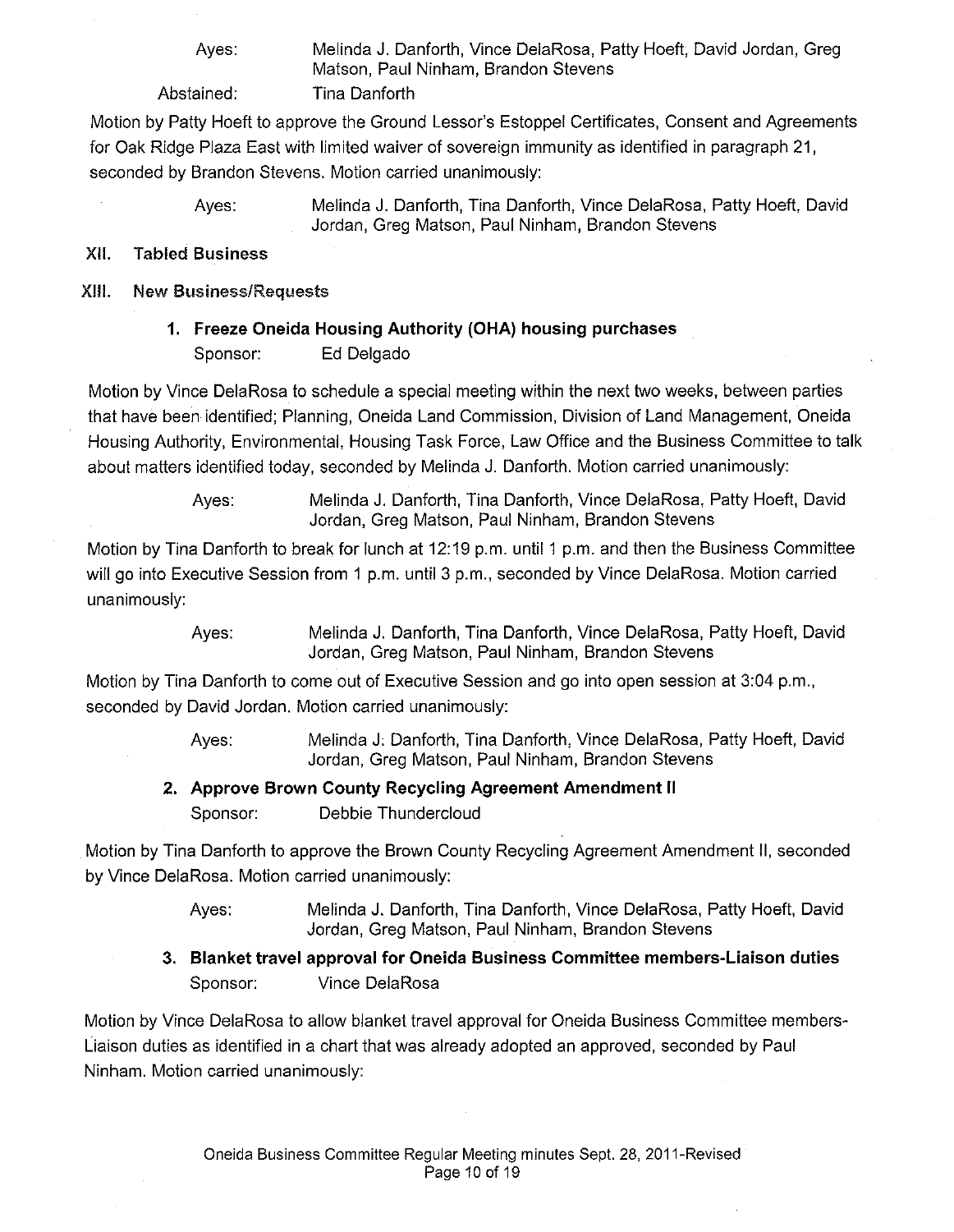Ayes: Melinda J. Danforth, Vince DelaRosa, Patty Hoeft, David Jordan, Greg Matson, Paul Ninham, Brandon Stevens

Abstained: Tina Danforth

Motion by Patty Hoeft to approve the Ground Lessor's Estoppel Certificates, Consent and Agreements for Oak Ridge Plaza East with limited waiver of sovereign immunity as identified in paragraph 21, seconded by Brandon Stevens. Motion carried unanimously:

Ayes: Melinda J. Danforth, Tina Danforth, Vince DelaRosa, Patty Hoeft, David Jordan, Greg Matson, Paul Ninham, Brandon Stevens

## XII. Tabled Business

## XIII. New Business/Requests

### 1. Freeze Oneida Housing Authority (OHA) housing purchases

Sponsor: Ed Delgado

Motion by Vince DelaRosa to schedule a special meeting within the next two weeks, between parties that have been identified; Planning, Oneida Land Commission, Division of Land Management, Oneida Housing Authority, Environmental, Housing Task Force, Law Office and the Business Committee to talk about matters identified today, seconded by Melinda J. Danforth. Motion carried unanimously:

Ayes: Melinda J. Danforth, Tina Danforth, Vince DelaRosa, Patty Hoeft, David Jordan, Greg Matson, Paul Ninham, Brandon Stevens

Motion by Tina Danforth to break for lunch at 12:19 p.m. until 1 p.m. and then the Business Committee will go into Executive Session from 1 p.m. until 3 p.m., seconded by Vince DelaRosa. Motion carried unanimously:

Ayes: Melinda J. Danforth, Tina Danforth, Vince DelaRosa, Patty Hoeft, David Jordan, Greg Matson, Paul Ninham, Brandon Stevens

Motion by Tina Danforth to come out of Executive Session and go into open session at 3:04 p.m., seconded by David Jordan. Motion carried unanimously:

Ayes: Melinda J. Danforth, Tina Danforth, Vince DelaRosa, Patty Hoeft, David Jordan, Greg Matson, Paul Ninham, Brandon Stevens

### 2. Approve Brown County Recycling Agreement Amendment II

Sponsor: Debbie Thundercloud

Motion by Tina Danforth to approve the Brown County Recycling Agreement Amendment II, seconded by Vince DelaRosa. Motion carried unanimously:

Ayes: Melinda J. Danforth, Tina Danforth, Vince DelaRosa, Patty Hoeft, David Jordan, Greg Matson, Paul Ninham, Brandon Stevens

### 3. Blanket travel approval for Oneida Business Committee members-Liaison duties

Sponsor: Vince DelaRosa

Motion by Vince DelaRosa to allow blanket travel approval for Oneida Business Committee members-Liaison duties as identified in a chart that was already adopted an approved, seconded by Paul Ninham. Motion carried unanimously: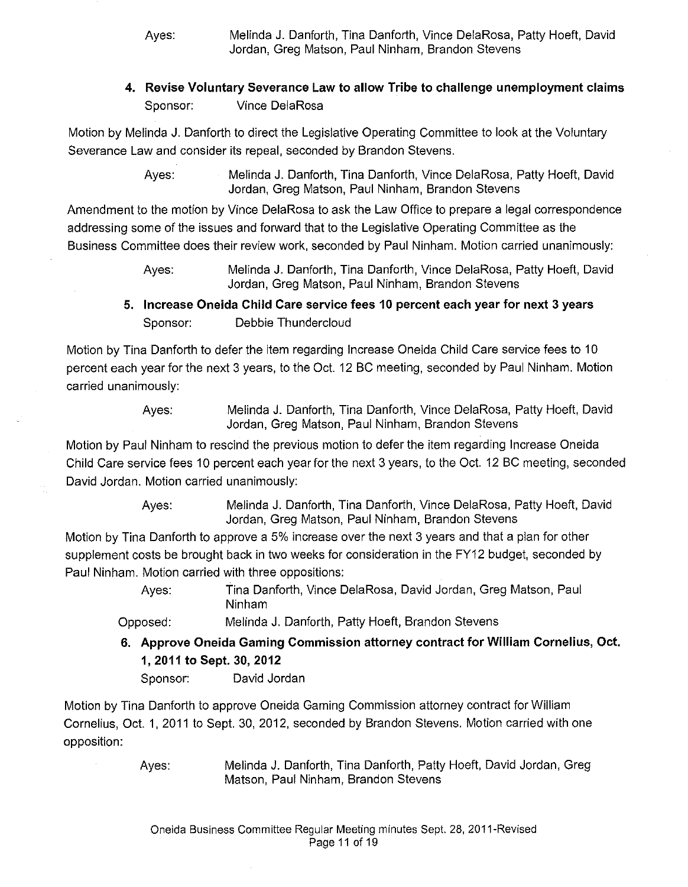Ayes: Melinda J. Danforth, Tina Danforth, Vince DelaRosa, Patty Hoeft, David Jordan, Greg Matson, Paul Ninham, Brandon Stevens

**4. Revise Voluntary Severance Law to allow Tribe to challenge unemployment claims**

Sponsor: Vince DelaRosa

Motion by Melinda J. Danforth to direct the Legislative Operating Committee to look at the Voluntary Severance Law and consider its repeal, seconded by Brandon Stevens.

Ayes: Melinda J. Danforth, Tina Danforth, Vince DelaRosa, Patty Hoeft, David Jordan, Greg Matson, Paul Ninham, Brandon Stevens

Amendment to the motion by Vince DelaRosa to ask the Law Office to prepare a legal correspondence addressing some of the issues and forward that to the Legislative Operating Committee as the Business Committee does their review work, seconded by Paul Ninham. Motion carried unanimously:

Ayes: Melinda J. Danforth, Tina Danforth, Vince DelaRosa, Patty Hoeft, David Jordan, Greg Matson, Paul Ninham, Brandon Stevens

**5. Increase Oneida Child Care service fees 10 percent each year for next 3 years**

Sponsor: Debbie Thundercloud

Motion by Tina Danforth to defer the item regarding Increase Oneida Child Care service fees to 10 percent each year for the next 3 years, to the Oct. 12 BC meeting, seconded by Paul Ninham. Motion carried unanimously:

Ayes: Melinda J. Danforth, Tina Danforth, Vince DelaRosa, Patty Hoeft, David Jordan, Greg Matson, Paul Ninham, Brandon Stevens

Motion by Paul Ninham to rescind the previous motion to defer the item regarding Increase Oneida Child Care service fees 10 percent each year for the next 3 years, to the Oct. 12 BC meeting, seconded David Jordan. Motion carried unanimously:

Ayes: Melinda J. Danforth, Tina Danforth, Vince DelaRosa, Patty Hoeft, David Jordan, Greg Matson, Paul Ninham, Brandon Stevens

Motion by Tina Danforth to approve a 5% increase over the next 3 years and that a plan for other supplement costs be brought back in two weeks for consideration in the FY12 budget, seconded by Paul Ninham. Motion carried with three oppositions:

Ayes: Tina Danforth, Vince DelaRosa, David Jordan, Greg Matson, Paul Ninham

Opposed: Melinda J. Danforth, Patty Hoeft, Brandon Stevens

**6. Approve Oneida Gaming Commission attorney contract for William Cornelius, Oct. 1, 2011 to Sept. 30, 2012**

Sponsor: David Jordan

Motion by Tina Danforth to approve Oneida Gaming Commission attorney contract for William Cornelius, Oct. 1, 2011 to Sept. 30, 2012, seconded by Brandon Stevens. Motion carried with one opposition:

Ayes: Melinda J. Danforth, Tina Danforth, Patty Hoeft, David Jordan, Greg Matson, Paul Ninham, Brandon Stevens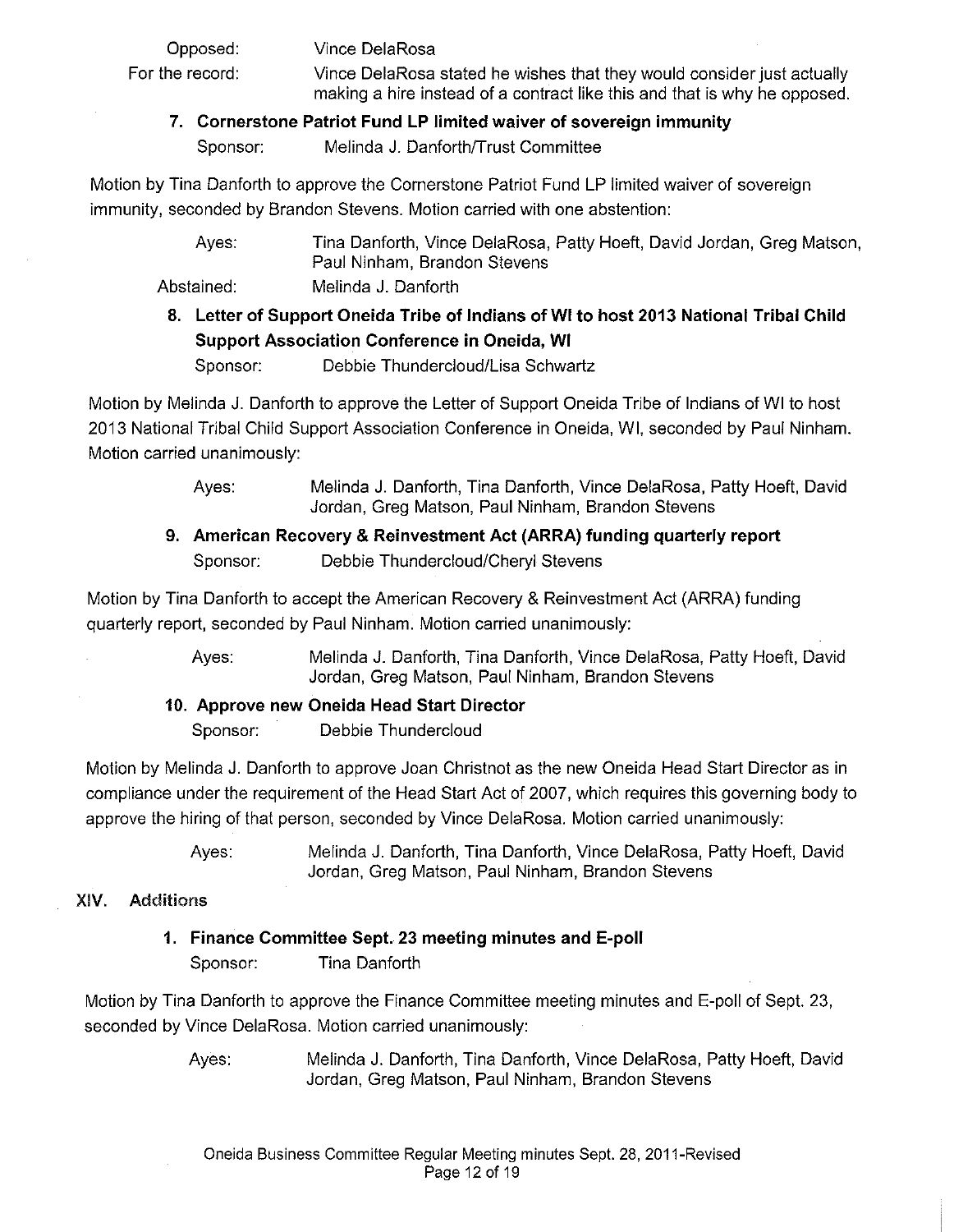Opposed: Vince DelaRosa

For the record: Vince DelaRosa stated he wishes that they would consider just actually making a hire instead of a contract like this and that is why he opposed.

**7. Cornerstone Patriot Fund LP limited waiver of sovereign immunity**

Sponsor: Melinda J. Danforth/Trust Committee

Motion by Tina Danforth to approve the Cornerstone Patriot Fund LP limited waiver of sovereign immunity, seconded by Brandon Stevens. Motion carried with one abstention:

Ayes: Tina Danforth, Vince DelaRosa, Patty Hoeft, David Jordan, Greg Matson, Paul Ninham, Brandon Stevens

Abstained: Melinda J. Danforth

**8. Letter of Support Oneida Tribe of Indians of WI to host 2013 National Tribal Child Support Association Conference in Oneida, WI**

Sponsor: Debbie Thundercloud/Lisa Schwartz

Motion by Melinda J. Danforth to approve the Letter of Support Oneida Tribe of Indians of WI to host 2013 National Tribal Child Support Association Conference in Oneida, WI, seconded by Paul Ninham. Motion carried unanimously:

Ayes: Melinda J. Danforth, Tina Danforth, Vince DelaRosa, Patty Hoeft, David Jordan, Greg Matson, Paul Ninham, Brandon Stevens

**9. American Recovery & Reinvestment Act (ARRA) funding quarterly report**

Sponsor: Debbie Thundercloud/Cheryl Stevens

Motion by Tina Danforth to accept the American Recovery & Reinvestment Act (ARRA) funding quarterly report, seconded by Paul Ninham. Motion carried unanimously:

Ayes: Melinda J. Danforth, Tina Danforth, Vince DelaRosa, Patty Hoeft, David Jordan, Greg Matson, Paul Ninham, Brandon Stevens

**10. Approve new Oneida Head Start Director**

Sponsor: Debbie Thundercloud

Motion by Melinda J. Danforth to approve Joan Christnot as the new Oneida Head Start Director as in compliance under the requirement of the Head Start Act of 2007, which requires this governing body to approve the hiring of that person, seconded by Vince DelaRosa. Motion carried unanimously:

Ayes: Melinda J. Danforth, Tina Danforth, Vince DelaRosa, Patty Hoeft, David Jordan, Greg Matson, Paul Ninham, Brandon Stevens

## XIV. Additions

**1. Finance Committee Sept. 23 meeting minutes and E-poll**

Sponsor: Tina Danforth

Motion by Tina Danforth to approve the Finance Committee meeting minutes and E-poll of Sept. 23, seconded by Vince DelaRosa. Motion carried unanimously:

Ayes: Melinda J. Danforth, Tina Danforth, Vince DelaRosa, Patty Hoeft, David Jordan, Greg Matson, Paul Ninham, Brandon Stevens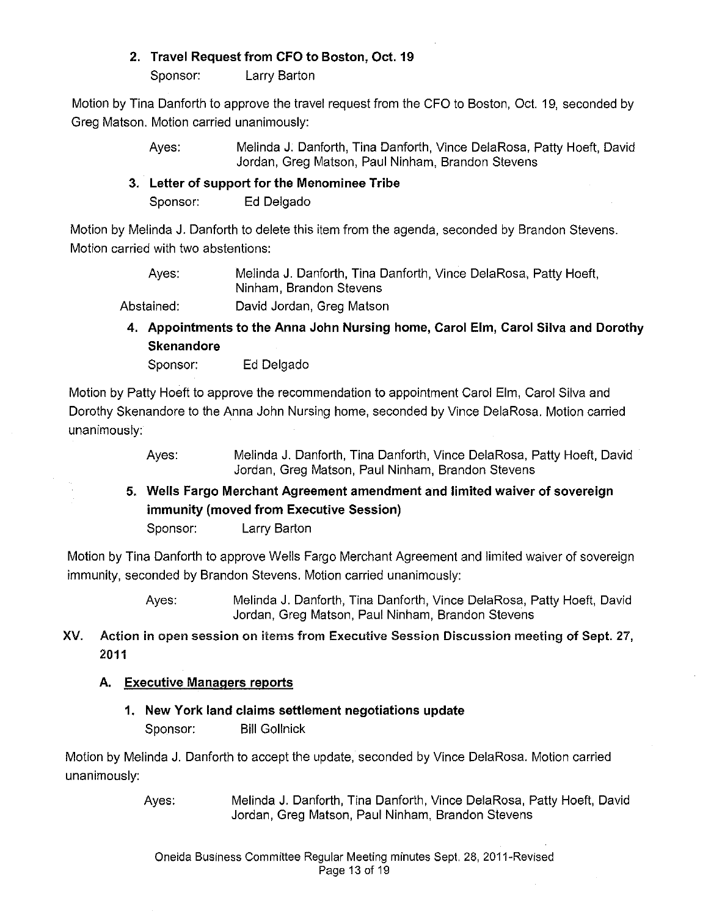**2. Travel Request from CFO to Boston, Oct. 19**

Sponsor: Larry Barton

Motion by Tina Danforth to approve the travel request from the CFO to Boston, Oct. 19, seconded by Greg Matson. Motion carried unanimously:

Ayes: Melinda J. Danforth, Tina Danforth, Vince DelaRosa, Patty Hoeft, David Jordan, Greg Matson, Paul Ninham, Brandon Stevens

**3. Letter of support for the Menominee Tribe**

Sponsor: Ed Delgado

Motion by Melinda J. Danforth to delete this item from the agenda, seconded by Brandon Stevens. Motion carried with two abstentions:

Ayes: Melinda J. Danforth, Tina Danforth, Vince DelaRosa, Patty Hoeft, Ninham, Brandon Stevens

Abstained: David Jordan, Greg Matson

**4. Appointments to the Anna John Nursing home, Carol Elm, Carol Silva and Dorothy Skenandore**

Sponsor: Ed Delgado

Motion by Patty Hoeft to approve the recommendation to appointment Carol Elm, Carol Silva and Dorothy Skenandore to the Anna John Nursing home, seconded by Vince DelaRosa. Motion carried unanimously:

Ayes: Melinda J. Danforth, Tina Danforth, Vince DelaRosa, Patty Hoeft, David Jordan, Greg Matson, Paul Ninham, Brandon Stevens

**5. Wells Fargo Merchant Agreement amendment and limited waiver of sovereign immunity (moved from Executive Session)**

Sponsor: Larry Barton

Motion by Tina Danforth to approve Wells Fargo Merchant Agreement and limited waiver of sovereign immunity, seconded by Brandon Stevens. Motion carried unanimously:

Ayes: Melinda J. Danforth, Tina Danforth, Vince DelaRosa, Patty Hoeft, David Jordan, Greg Matson, Paul Ninham, Brandon Stevens

## XV. Action in open session on items from Executive Session Discussion meeting of Sept. 27, 2011

### A. Executive Managers reports

**1. New York land claims settlement negotiations update**

Sponsor: Bill Gollnick

Motion by Melinda J. Danforth to accept the update, seconded by Vince DelaRosa. Motion carried unanimously:

Ayes: Melinda J. Danforth, Tina Danforth, Vince DelaRosa, Patty Hoeft, David Jordan, Greg Matson, Paul Ninham, Brandon Stevens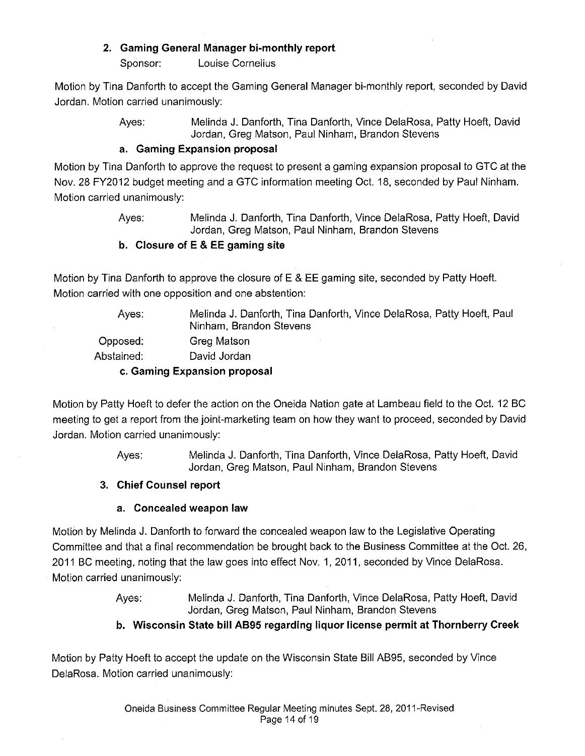**2. Gaming General Manager bi-monthly report**

Sponsor: Louise Cornelius

Motion by Tina Danforth to accept the Gaming General Manager bi-monthly report, seconded by David Jordan. Motion carried unanimously:

Ayes: Melinda J. Danforth, Tina Danforth, Vince DelaRosa, Patty Hoeft, David Jordan, Greg Matson, Paul Ninham, Brandon Stevens

**a. Gaming Expansion proposal**

Motion by Tina Danforth to approve the request to present a gaming expansion proposal to GTC at the Nov. 28 FY2012 budget meeting and a GTC information meeting Oct. 18, seconded by Paul Ninham. Motion carried unanimously:

Ayes: Melinda J. Danforth, Tina Danforth, Vince DelaRosa, Patty Hoeft, David Jordan, Greg Matson, Paul Ninham, Brandon Stevens

**b. Closure of E & EE gaming site**

Motion by Tina Danforth to approve the closure of E & EE gaming site, seconded by Patty Hoeft. Motion carried with one opposition and one abstention:

Ayes: Melinda J. Danforth, Tina Danforth, Vince DelaRosa, Patty Hoeft, Paul Ninham, Brandon Stevens

Opposed: Greg Matson

Abstained: David Jordan

**c. Gaming Expansion proposal**

Motion by Patty Hoeft to defer the action on the Oneida Nation gate at Lambeau field to the Oct. 12 BC meeting to get a report from the joint-marketing team on how they want to proceed, seconded by David Jordan. Motion carried unanimously:

Ayes: Melinda J. Danforth, Tina Danforth, Vince DelaRosa, Patty Hoeft, David Jordan, Greg Matson, Paul Ninham, Brandon Stevens

**3. Chief Counsel report**

**a. Concealed weapon law**

Motion by Melinda J. Danforth to forward the concealed weapon law to the Legislative Operating Committee and that a final recommendation be brought back to the Business Committee at the Oct. 26, 2011 BC meeting, noting that the law goes into effect Nov. 1, 2011, seconded by Vince DelaRosa. Motion carried unanimously:

Ayes: Melinda J. Danforth, Tina Danforth, Vince DelaRosa, Patty Hoeft, David Jordan, Greg Matson, Paul Ninham, Brandon Stevens

**b. Wisconsin State bill AB95 regarding liquor license permit at Thornberry Creek**

Motion by Patty Hoeft to accept the update on the Wisconsin State Bill AB95, seconded by Vince DelaRosa. Motion carried unanimously: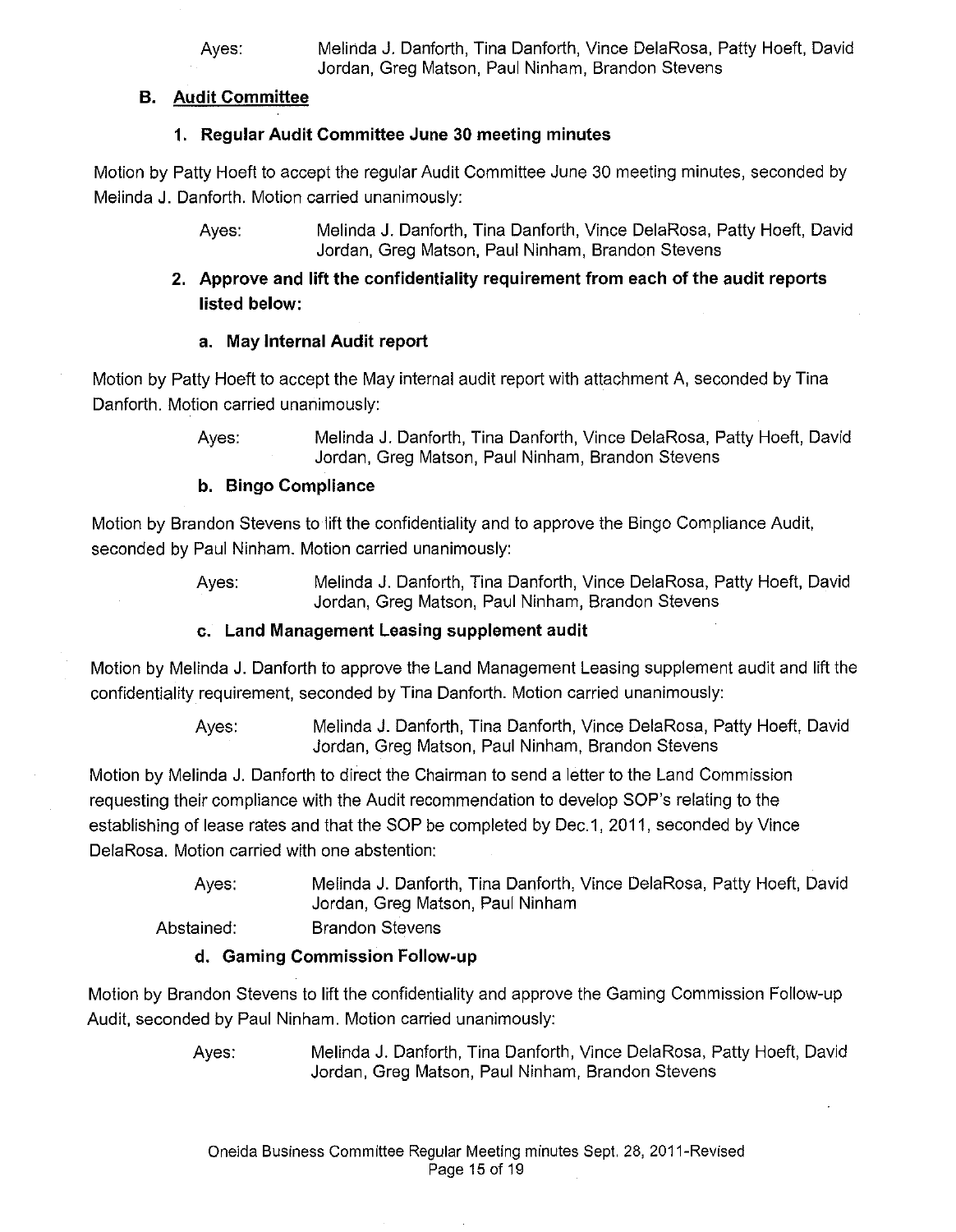Ayes: Melinda J. Danforth, Tina Danforth, Vince DelaRosa, Patty Hoeft, David Jordan, Greg Matson, Paul Ninham, Brandon Stevens

### B. Audit Committee

#### 1. Regular Audit Committee June 30 meeting minutes

Motion by Patty Hoeft to accept the regular Audit Committee June 30 meeting minutes, seconded by Melinda J. Danforth. Motion carried unanimously:

Ayes: Melinda J. Danforth, Tina Danforth, Vince DelaRosa, Patty Hoeft, David Jordan, Greg Matson, Paul Ninham, Brandon Stevens

#### 2. Approve and lift the confidentiality requirement from each of the audit reports listed below:

##### a. May Internal Audit report

Motion by Patty Hoeft to accept the May internal audit report with attachment A, seconded by Tina Danforth. Motion carried unanimously:

Ayes: Melinda J. Danforth, Tina Danforth, Vince DelaRosa, Patty Hoeft, David Jordan, Greg Matson, Paul Ninham, Brandon Stevens

##### b. Bingo Compliance

Motion by Brandon Stevens to lift the confidentiality and to approve the Bingo Compliance Audit, seconded by Paul Ninham. Motion carried unanimously:

Ayes: Melinda J. Danforth, Tina Danforth, Vince DelaRosa, Patty Hoeft, David Jordan, Greg Matson, Paul Ninham, Brandon Stevens

##### c. Land Management Leasing supplement audit

Motion by Melinda J. Danforth to approve the Land Management Leasing supplement audit and lift the confidentiality requirement, seconded by Tina Danforth. Motion carried unanimously:

Ayes: Melinda J. Danforth, Tina Danforth, Vince DelaRosa, Patty Hoeft, David Jordan, Greg Matson, Paul Ninham, Brandon Stevens

Motion by Melinda J. Danforth to direct the Chairman to send a letter to the Land Commission requesting their compliance with the Audit recommendation to develop SOP's relating to the establishing of lease rates and that the SOP be completed by Dec.1, 2011, seconded by Vince DelaRosa. Motion carried with one abstention:

Ayes: Melinda J. Danforth, Tina Danforth, Vince DelaRosa, Patty Hoeft, David Jordan, Greg Matson, Paul Ninham

Abstained: Brandon Stevens

##### d. Gaming Commission Follow-up

Motion by Brandon Stevens to lift the confidentiality and approve the Gaming Commission Follow-up Audit, seconded by Paul Ninham. Motion carried unanimously:

Ayes: Melinda J. Danforth, Tina Danforth, Vince DelaRosa, Patty Hoeft, David Jordan, Greg Matson, Paul Ninham, Brandon Stevens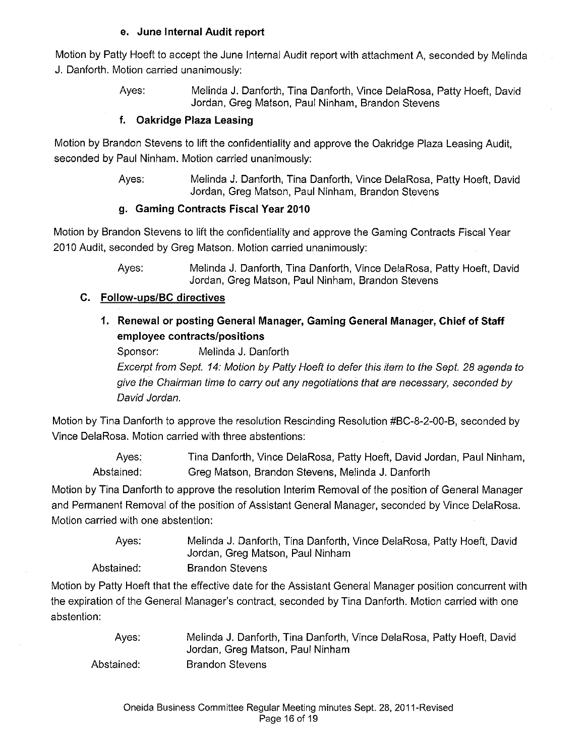#### e. June Internal Audit report

Motion by Patty Hoeft to accept the June Internal Audit report with attachment A, seconded by Melinda J. Danforth. Motion carried unanimously:

> Ayes: Melinda J. Danforth, Tina Danforth, Vince DelaRosa, Patty Hoeft, David Jordan, Greg Matson, Paul Ninham, Brandon Stevens

#### f. Oakridge Plaza Leasing

Motion by Brandon Stevens to lift the confidentiality and approve the Oakridge Plaza Leasing Audit, seconded by Paul Ninham. Motion carried unanimously:

> Ayes: Melinda J. Danforth, Tina Danforth, Vince DelaRosa, Patty Hoeft, David Jordan, Greg Matson, Paul Ninham, Brandon Stevens

#### g. Gaming Contracts Fiscal Year 2010

Motion by Brandon Stevens to lift the confidentiality and approve the Gaming Contracts Fiscal Year 2010 Audit, seconded by Greg Matson. Motion carried unanimously:

> Ayes: Melinda J. Danforth, Tina Danforth, Vince DelaRosa, Patty Hoeft, David Jordan, Greg Matson, Paul Ninham, Brandon Stevens

### C. Follow-ups/BC directives

#### 1. Renewal or posting General Manager, Gaming General Manager, Chief of Staff employee contracts/positions

Sponsor: Melinda J. Danforth

*Excerpt from Sept. 14: Motion by Patty Hoeft to defer this item to the Sept. 28 agenda to give the Chairman time to carry out any negotiations that are necessary, seconded by David Jordan.*

Motion by Tina Danforth to approve the resolution Rescinding Resolution #BC-8-2-00-B, seconded by Vince DelaRosa. Motion carried with three abstentions:

> Ayes: Tina Danforth, Vince DelaRosa, Patty Hoeft, David Jordan, Paul Ninham,
> Abstained: Greg Matson, Brandon Stevens, Melinda J. Danforth

Motion by Tina Danforth to approve the resolution Interim Removal of the position of General Manager and Permanent Removal of the position of Assistant General Manager, seconded by Vince DelaRosa. Motion carried with one abstention:

> Ayes: Melinda J. Danforth, Tina Danforth, Vince DelaRosa, Patty Hoeft, David Jordan, Greg Matson, Paul Ninham
> Abstained: Brandon Stevens

Motion by Patty Hoeft that the effective date for the Assistant General Manager position concurrent with the expiration of the General Manager's contract, seconded by Tina Danforth. Motion carried with one abstention:

> Ayes: Melinda J. Danforth, Tina Danforth, Vince DelaRosa, Patty Hoeft, David Jordan, Greg Matson, Paul Ninham
> Abstained: Brandon Stevens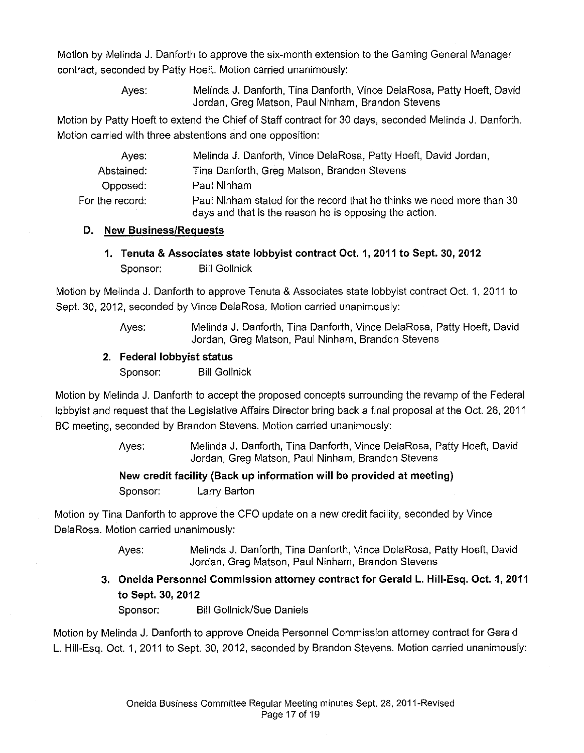Motion by Melinda J. Danforth to approve the six-month extension to the Gaming General Manager contract, seconded by Patty Hoeft. Motion carried unanimously:

Ayes: Melinda J. Danforth, Tina Danforth, Vince DelaRosa, Patty Hoeft, David Jordan, Greg Matson, Paul Ninham, Brandon Stevens

Motion by Patty Hoeft to extend the Chief of Staff contract for 30 days, seconded Melinda J. Danforth. Motion carried with three abstentions and one opposition:

| | |
|---|---|
| Ayes: | Melinda J. Danforth, Vince DelaRosa, Patty Hoeft, David Jordan, |
| Abstained: | Tina Danforth, Greg Matson, Brandon Stevens |
| Opposed: | Paul Ninham |
| For the record: | Paul Ninham stated for the record that he thinks we need more than 30 days and that is the reason he is opposing the action. |

### D. New Business/Requests

**1. Tenuta & Associates state lobbyist contract Oct. 1, 2011 to Sept. 30, 2012**

Sponsor: Bill Gollnick

Motion by Melinda J. Danforth to approve Tenuta & Associates state lobbyist contract Oct. 1, 2011 to Sept. 30, 2012, seconded by Vince DelaRosa. Motion carried unanimously:

Ayes: Melinda J. Danforth, Tina Danforth, Vince DelaRosa, Patty Hoeft, David Jordan, Greg Matson, Paul Ninham, Brandon Stevens

**2. Federal lobbyist status**

Sponsor: Bill Gollnick

Motion by Melinda J. Danforth to accept the proposed concepts surrounding the revamp of the Federal lobbyist and request that the Legislative Affairs Director bring back a final proposal at the Oct. 26, 2011 BC meeting, seconded by Brandon Stevens. Motion carried unanimously:

Ayes: Melinda J. Danforth, Tina Danforth, Vince DelaRosa, Patty Hoeft, David Jordan, Greg Matson, Paul Ninham, Brandon Stevens

**New credit facility (Back up information will be provided at meeting)**

Sponsor: Larry Barton

Motion by Tina Danforth to approve the CFO update on a new credit facility, seconded by Vince DelaRosa. Motion carried unanimously:

Ayes: Melinda J. Danforth, Tina Danforth, Vince DelaRosa, Patty Hoeft, David Jordan, Greg Matson, Paul Ninham, Brandon Stevens

**3. Oneida Personnel Commission attorney contract for Gerald L. Hill-Esq. Oct. 1, 2011 to Sept. 30, 2012**

Sponsor: Bill Gollnick/Sue Daniels

Motion by Melinda J. Danforth to approve Oneida Personnel Commission attorney contract for Gerald L. Hill-Esq. Oct. 1, 2011 to Sept. 30, 2012, seconded by Brandon Stevens. Motion carried unanimously: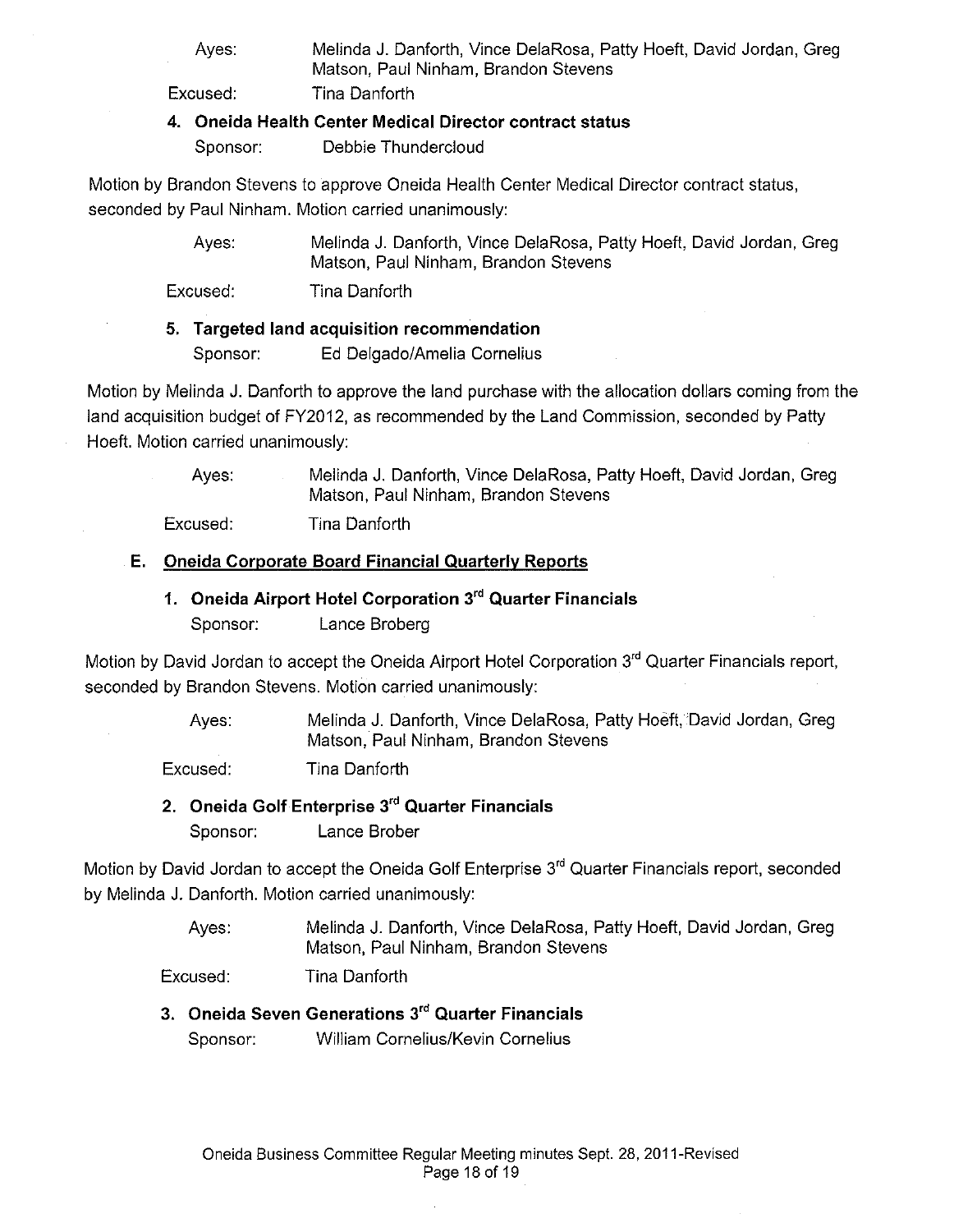Ayes: Melinda J. Danforth, Vince DelaRosa, Patty Hoeft, David Jordan, Greg Matson, Paul Ninham, Brandon Stevens

Excused: Tina Danforth

**4. Oneida Health Center Medical Director contract status**

Sponsor: Debbie Thundercloud

Motion by Brandon Stevens to approve Oneida Health Center Medical Director contract status, seconded by Paul Ninham. Motion carried unanimously:

Ayes: Melinda J. Danforth, Vince DelaRosa, Patty Hoeft, David Jordan, Greg Matson, Paul Ninham, Brandon Stevens

Excused: Tina Danforth

**5. Targeted land acquisition recommendation**

Sponsor: Ed Delgado/Amelia Cornelius

Motion by Melinda J. Danforth to approve the land purchase with the allocation dollars coming from the land acquisition budget of FY2012, as recommended by the Land Commission, seconded by Patty Hoeft. Motion carried unanimously:

Ayes: Melinda J. Danforth, Vince DelaRosa, Patty Hoeft, David Jordan, Greg Matson, Paul Ninham, Brandon Stevens

Excused: Tina Danforth

## E. Oneida Corporate Board Financial Quarterly Reports

**1. Oneida Airport Hotel Corporation 3rd Quarter Financials**

Sponsor: Lance Broberg

Motion by David Jordan to accept the Oneida Airport Hotel Corporation 3rd Quarter Financials report, seconded by Brandon Stevens. Motion carried unanimously:

Ayes: Melinda J. Danforth, Vince DelaRosa, Patty Hoeft, David Jordan, Greg Matson, Paul Ninham, Brandon Stevens

Excused: Tina Danforth

**2. Oneida Golf Enterprise 3rd Quarter Financials**

Sponsor: Lance Brober

Motion by David Jordan to accept the Oneida Golf Enterprise 3rd Quarter Financials report, seconded by Melinda J. Danforth. Motion carried unanimously:

Ayes: Melinda J. Danforth, Vince DelaRosa, Patty Hoeft, David Jordan, Greg Matson, Paul Ninham, Brandon Stevens

Excused: Tina Danforth

**3. Oneida Seven Generations 3rd Quarter Financials**

Sponsor: William Cornelius/Kevin Cornelius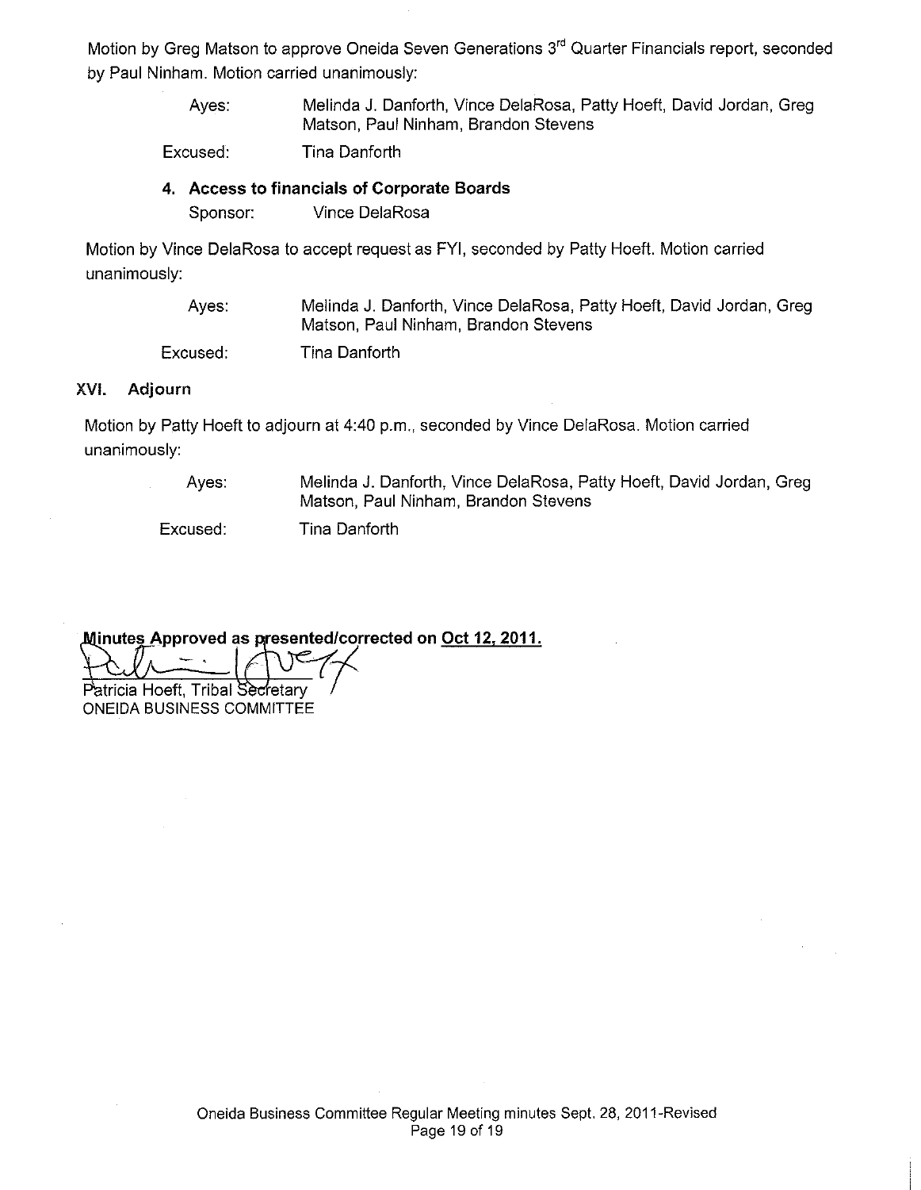Motion by Greg Matson to approve Oneida Seven Generations 3rd Quarter Financials report, seconded by Paul Ninham. Motion carried unanimously:

| | |
|---|---|
| Ayes: | Melinda J. Danforth, Vince DelaRosa, Patty Hoeft, David Jordan, Greg Matson, Paul Ninham, Brandon Stevens |
| Excused: | Tina Danforth |

**4. Access to financials of Corporate Boards**

Sponsor: Vince DelaRosa

Motion by Vince DelaRosa to accept request as FYI, seconded by Patty Hoeft. Motion carried unanimously:

| | |
|---|---|
| Ayes: | Melinda J. Danforth, Vince DelaRosa, Patty Hoeft, David Jordan, Greg Matson, Paul Ninham, Brandon Stevens |
| Excused: | Tina Danforth |

## XVI. Adjourn

Motion by Patty Hoeft to adjourn at 4:40 p.m., seconded by Vince DelaRosa. Motion carried unanimously:

| | |
|---|---|
| Ayes: | Melinda J. Danforth, Vince DelaRosa, Patty Hoeft, David Jordan, Greg Matson, Paul Ninham, Brandon Stevens |
| Excused: | Tina Danforth |

**Minutes Approved as presented/corrected on Oct 12, 2011.**

Patricia Hoeft, Tribal Secretary
ONEIDA BUSINESS COMMITTEE